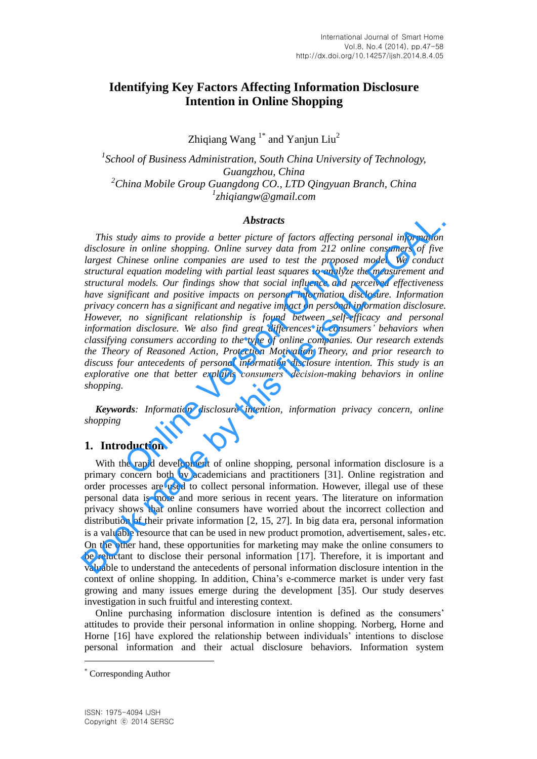# Identifying Key Factors Affecting Information Disclosure Intention in Online Shopping

Zhiqiang Wang [1*] and Yanjun Liu[2]

[1]*School of Business Administration, South China University of Technology, Guangzhou, China*
[2]*China Mobile Group Guangdong CO., LTD Qingyuan Branch, China*
[1]*zhiqiangw@gmail.com*

### *Abstracts*

*This study aims to provide a better picture of factors affecting personal information disclosure in online shopping. Online survey data from 212 online consumers of five largest Chinese online companies are used to test the proposed model. We conduct structural equation modeling with partial least squares to analyze the measurement and structural models. Our findings show that social influence and perceived effectiveness have significant and positive impacts on personal information disclosure. Information privacy concern has a significant and negative impact on personal information disclosure. However, no significant relationship is found between self-efficacy and personal information disclosure. We also find great differences in consumers' behaviors when classifying consumers according to the type of online companies. Our research extends the Theory of Reasoned Action, Protection Motivation Theory, and prior research to discuss four antecedents of personal information disclosure intention. This study is an explorative one that better explains consumers' decision-making behaviors in online shopping.*

***Keywords****: Information disclosure intention, information privacy concern, online shopping*

## 1. Introduction

With the rapid development of online shopping, personal information disclosure is a primary concern both by academicians and practitioners [31]. Online registration and order processes are used to collect personal information. However, illegal use of these personal data is more and more serious in recent years. The literature on information privacy shows that online consumers have worried about the incorrect collection and distribution of their private information [2, 15, 27]. In big data era, personal information is a valuable resource that can be used in new product promotion, advertisement, sales，etc. On the other hand, these opportunities for marketing may make the online consumers to be reluctant to disclose their personal information [17]. Therefore, it is important and valuable to understand the antecedents of personal information disclosure intention in the context of online shopping. In addition, China's e-commerce market is under very fast growing and many issues emerge during the development [35]. Our study deserves investigation in such fruitful and interesting context.

Online purchasing information disclosure intention is defined as the consumers' attitudes to provide their personal information in online shopping. Norberg, Horne and Horne [16] have explored the relationship between individuals' intentions to disclose personal information and their actual disclosure behaviors. Information system

[*] Corresponding Author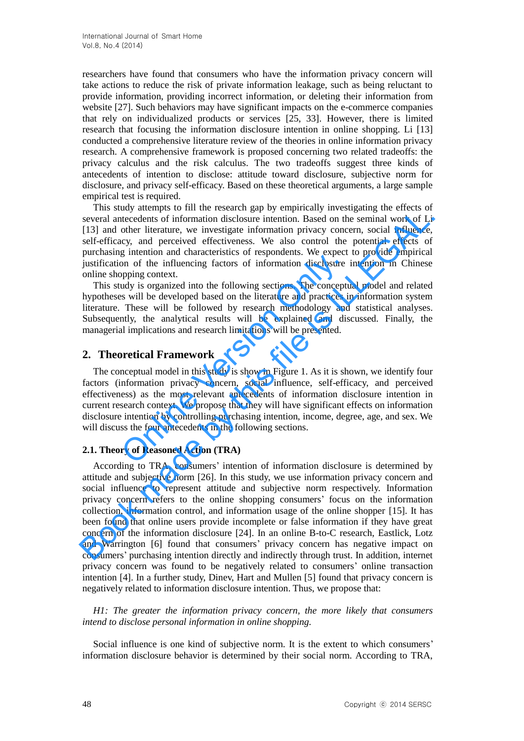researchers have found that consumers who have the information privacy concern will take actions to reduce the risk of private information leakage, such as being reluctant to provide information, providing incorrect information, or deleting their information from website [27]. Such behaviors may have significant impacts on the e-commerce companies that rely on individualized products or services [25, 33]. However, there is limited research that focusing the information disclosure intention in online shopping. Li [13] conducted a comprehensive literature review of the theories in online information privacy research. A comprehensive framework is proposed concerning two related tradeoffs: the privacy calculus and the risk calculus. The two tradeoffs suggest three kinds of antecedents of intention to disclose: attitude toward disclosure, subjective norm for disclosure, and privacy self-efficacy. Based on these theoretical arguments, a large sample empirical test is required.

This study attempts to fill the research gap by empirically investigating the effects of several antecedents of information disclosure intention. Based on the seminal work of Li [13] and other literature, we investigate information privacy concern, social influence, self-efficacy, and perceived effectiveness. We also control the potential effects of purchasing intention and characteristics of respondents. We expect to provide empirical justification of the influencing factors of information disclosure intention in Chinese online shopping context.

This study is organized into the following sections. The conceptual model and related hypotheses will be developed based on the literature and practices in information system literature. These will be followed by research methodology and statistical analyses. Subsequently, the analytical results will be explained and discussed. Finally, the managerial implications and research limitations will be presented.

## 2. Theoretical Framework

The conceptual model in this study is shown in Figure 1. As it is shown, we identify four factors (information privacy concern, social influence, self-efficacy, and perceived effectiveness) as the most relevant antecedents of information disclosure intention in current research context. We propose that they will have significant effects on information disclosure intention by controlling purchasing intention, income, degree, age, and sex. We will discuss the four antecedents in the following sections.

### 2.1. Theory of Reasoned Action (TRA)

According to TRA, consumers' intention of information disclosure is determined by attitude and subjective norm [26]. In this study, we use information privacy concern and social influence to represent attitude and subjective norm respectively. Information privacy concern refers to the online shopping consumers' focus on the information collection, information control, and information usage of the online shopper [15]. It has been found that online users provide incomplete or false information if they have great concern of the information disclosure [24]. In an online B-to-C research, Eastlick, Lotz and Warrington [6] found that consumers' privacy concern has negative impact on consumers' purchasing intention directly and indirectly through trust. In addition, internet privacy concern was found to be negatively related to consumers' online transaction intention [4]. In a further study, Dinev, Hart and Mullen [5] found that privacy concern is negatively related to information disclosure intention. Thus, we propose that:

*H1: The greater the information privacy concern, the more likely that consumers intend to disclose personal information in online shopping.*

Social influence is one kind of subjective norm. It is the extent to which consumers' information disclosure behavior is determined by their social norm. According to TRA,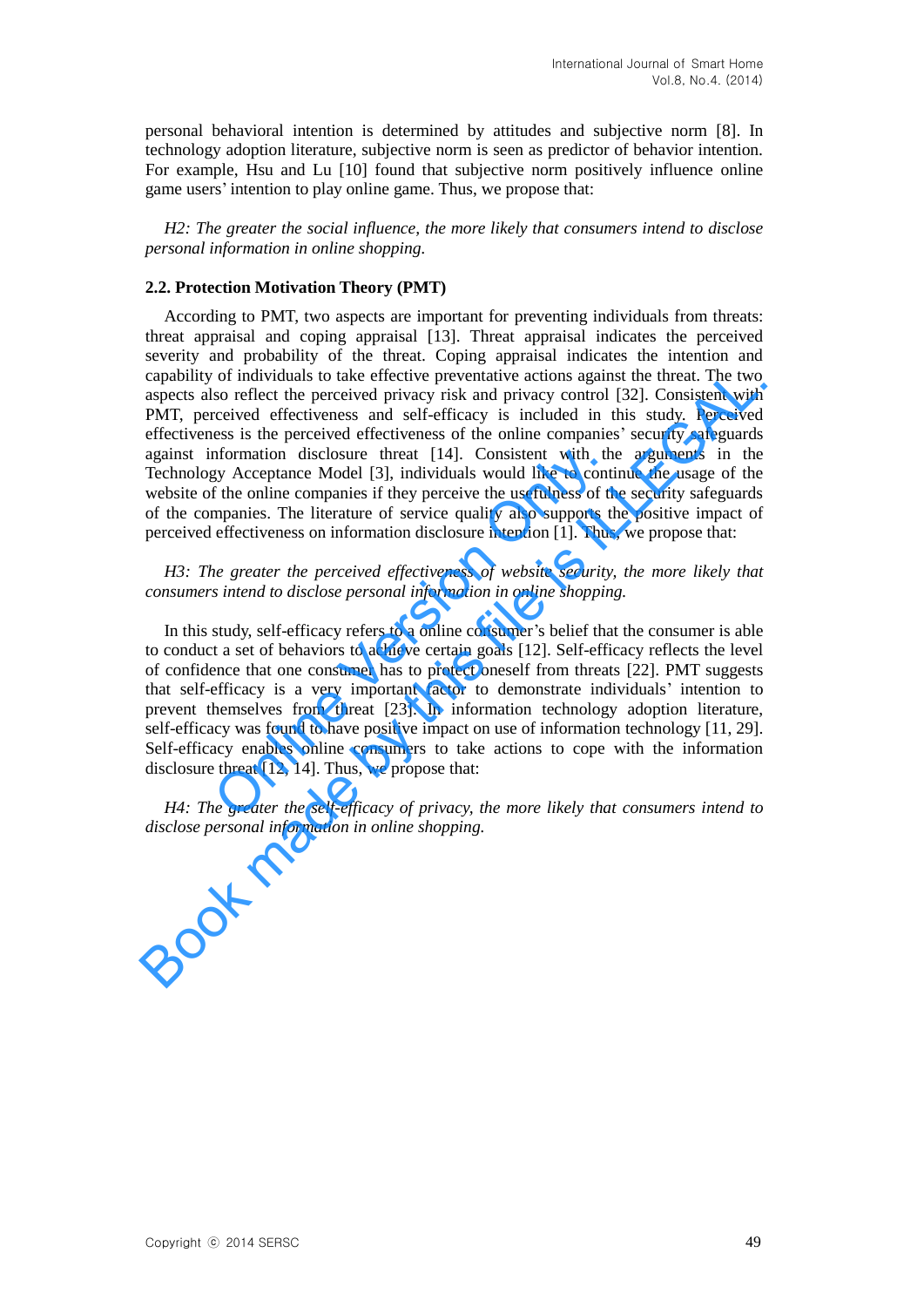personal behavioral intention is determined by attitudes and subjective norm [8]. In technology adoption literature, subjective norm is seen as predictor of behavior intention. For example, Hsu and Lu [10] found that subjective norm positively influence online game users' intention to play online game. Thus, we propose that:

*H2: The greater the social influence, the more likely that consumers intend to disclose personal information in online shopping.*

### 2.2. Protection Motivation Theory (PMT)

According to PMT, two aspects are important for preventing individuals from threats: threat appraisal and coping appraisal [13]. Threat appraisal indicates the perceived severity and probability of the threat. Coping appraisal indicates the intention and capability of individuals to take effective preventative actions against the threat. The two aspects also reflect the perceived privacy risk and privacy control [32]. Consistent with PMT, perceived effectiveness and self-efficacy is included in this study. Perceived effectiveness is the perceived effectiveness of the online companies' security safeguards against information disclosure threat [14]. Consistent with the arguments in the Technology Acceptance Model [3], individuals would like to continue the usage of the website of the online companies if they perceive the usefulness of the security safeguards of the companies. The literature of service quality also supports the positive impact of perceived effectiveness on information disclosure intention [1]. Thus, we propose that:

*H3: The greater the perceived effectiveness of website security, the more likely that consumers intend to disclose personal information in online shopping.*

In this study, self-efficacy refers to a online consumer's belief that the consumer is able to conduct a set of behaviors to achieve certain goals [12]. Self-efficacy reflects the level of confidence that one consumer has to protect oneself from threats [22]. PMT suggests that self-efficacy is a very important factor to demonstrate individuals' intention to prevent themselves from threat [23]. In information technology adoption literature, self-efficacy was found to have positive impact on use of information technology [11, 29]. Self-efficacy enables online consumers to take actions to cope with the information disclosure threat [12, 14]. Thus, we propose that:

*H4: The greater the self-efficacy of privacy, the more likely that consumers intend to disclose personal information in online shopping.*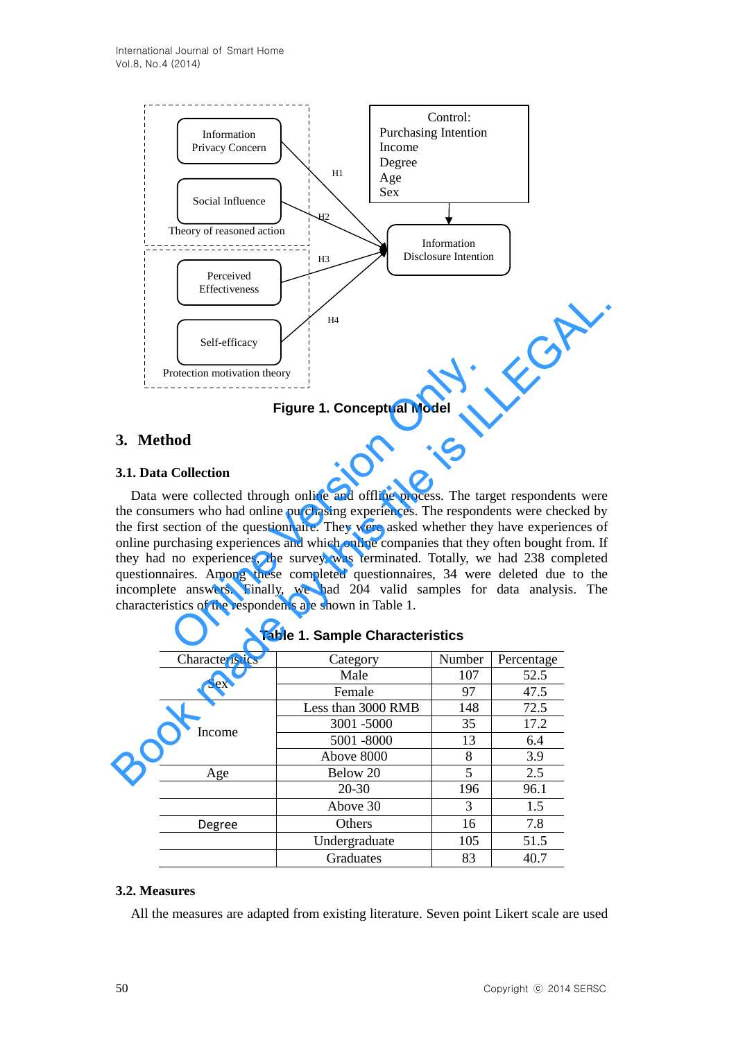Figure 1. Conceptual Model

## 3. Method

### 3.1. Data Collection

Data were collected through online and offline process. The target respondents were the consumers who had online purchasing experiences. The respondents were checked by the first section of the questionnaire. They were asked whether they have experiences of online purchasing experiences and which online companies that they often bought from. If they had no experiences, the survey was terminated. Totally, we had 238 completed questionnaires. Among these completed questionnaires, 34 were deleted due to the incomplete answers. Finally, we had 204 valid samples for data analysis. The characteristics of the respondents are shown in Table 1.

**Table 1. Sample Characteristics**

| Characteristics | Category | Number | Percentage |
|---|---|---|---|
| Sex | Male | 107 | 52.5 |
| | Female | 97 | 47.5 |
| Income | Less than 3000 RMB | 148 | 72.5 |
| | 3001 -5000 | 35 | 17.2 |
| | 5001 -8000 | 13 | 6.4 |
| | Above 8000 | 8 | 3.9 |
| Age | Below 20 | 5 | 2.5 |
| | 20-30 | 196 | 96.1 |
| | Above 30 | 3 | 1.5 |
| Degree | Others | 16 | 7.8 |
| | Undergraduate | 105 | 51.5 |
| | Graduates | 83 | 40.7 |

### 3.2. Measures

All the measures are adapted from existing literature. Seven point Likert scale are used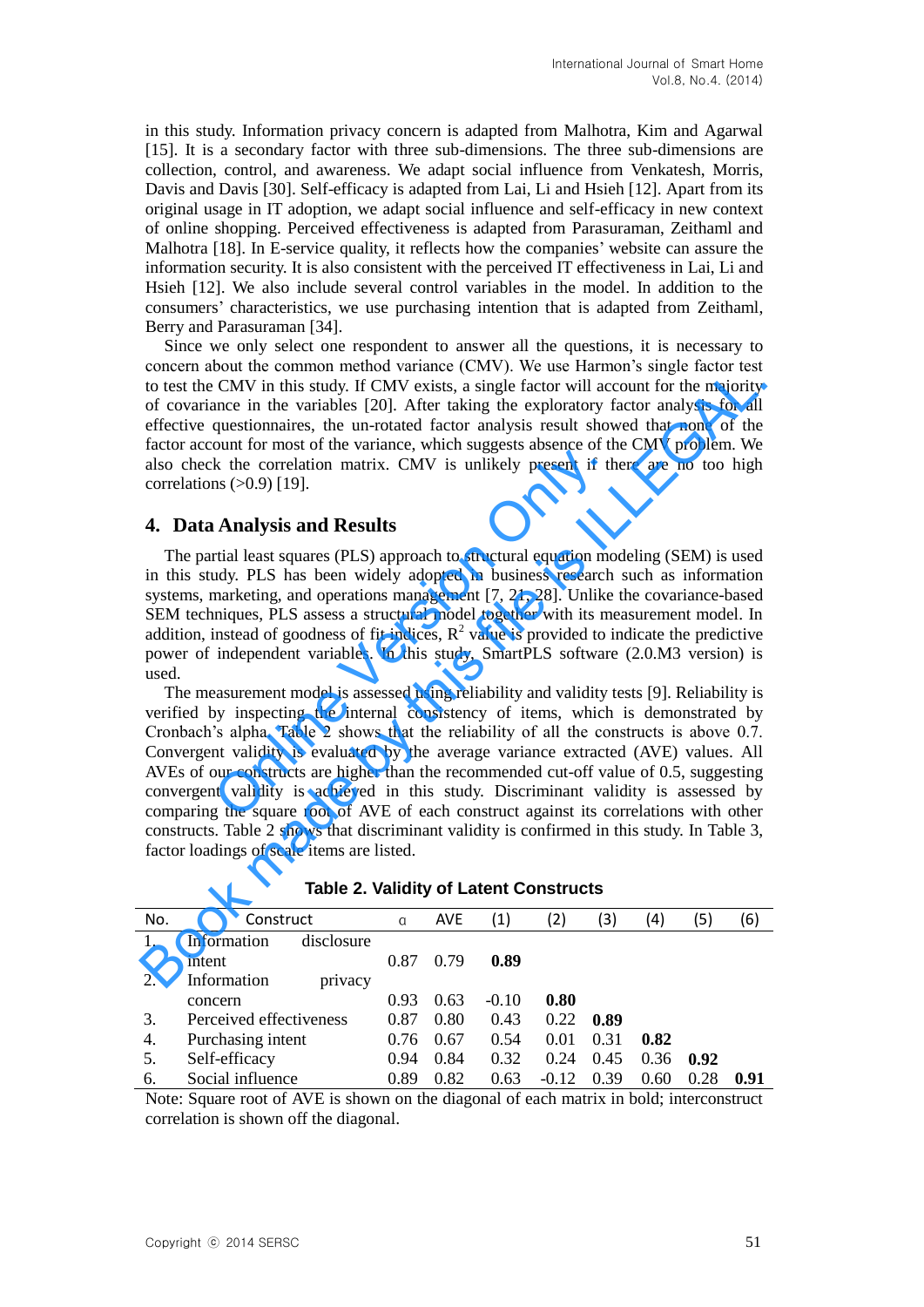in this study. Information privacy concern is adapted from Malhotra, Kim and Agarwal [15]. It is a secondary factor with three sub-dimensions. The three sub-dimensions are collection, control, and awareness. We adapt social influence from Venkatesh, Morris, Davis and Davis [30]. Self-efficacy is adapted from Lai, Li and Hsieh [12]. Apart from its original usage in IT adoption, we adapt social influence and self-efficacy in new context of online shopping. Perceived effectiveness is adapted from Parasuraman, Zeithaml and Malhotra [18]. In E-service quality, it reflects how the companies' website can assure the information security. It is also consistent with the perceived IT effectiveness in Lai, Li and Hsieh [12]. We also include several control variables in the model. In addition to the consumers' characteristics, we use purchasing intention that is adapted from Zeithaml, Berry and Parasuraman [34].

Since we only select one respondent to answer all the questions, it is necessary to concern about the common method variance (CMV). We use Harmon's single factor test to test the CMV in this study. If CMV exists, a single factor will account for the majority of covariance in the variables [20]. After taking the exploratory factor analysis for all effective questionnaires, the un-rotated factor analysis result showed that none of the factor account for most of the variance, which suggests absence of the CMV problem. We also check the correlation matrix. CMV is unlikely present if there are no too high correlations (>0.9) [19].

## 4. Data Analysis and Results

The partial least squares (PLS) approach to structural equation modeling (SEM) is used in this study. PLS has been widely adopted in business research such as information systems, marketing, and operations management [7, 21, 28]. Unlike the covariance-based SEM techniques, PLS assess a structural model together with its measurement model. In addition, instead of goodness of fit indices, $R^2$ value is provided to indicate the predictive power of independent variables. In this study, SmartPLS software (2.0.M3 version) is used.

The measurement model is assessed using reliability and validity tests [9]. Reliability is verified by inspecting the internal consistency of items, which is demonstrated by Cronbach's alpha. Table 2 shows that the reliability of all the constructs is above 0.7. Convergent validity is evaluated by the average variance extracted (AVE) values. All AVEs of our constructs are higher than the recommended cut-off value of 0.5, suggesting convergent validity is achieved in this study. Discriminant validity is assessed by comparing the square root of AVE of each construct against its correlations with other constructs. Table 2 shows that discriminant validity is confirmed in this study. In Table 3, factor loadings of scale items are listed.

**Table 2. Validity of Latent Constructs**

| No. | Construct | α | AVE | (1) | (2) | (3) | (4) | (5) | (6) |
|---|---|---|---|---|---|---|---|---|---|
| 1. | Information disclosure intent | 0.87 | 0.79 | **0.89** | | | | | |
| 2. | Information privacy concern | 0.93 | 0.63 | -0.10 | **0.80** | | | | |
| 3. | Perceived effectiveness | 0.87 | 0.80 | 0.43 | 0.22 | **0.89** | | | |
| 4. | Purchasing intent | 0.76 | 0.67 | 0.54 | 0.01 | 0.31 | **0.82** | | |
| 5. | Self-efficacy | 0.94 | 0.84 | 0.32 | 0.24 | 0.45 | 0.36 | **0.92** | |
| 6. | Social influence | 0.89 | 0.82 | 0.63 | -0.12 | 0.39 | 0.60 | 0.28 | **0.91** |

Note: Square root of AVE is shown on the diagonal of each matrix in bold; interconstruct correlation is shown off the diagonal.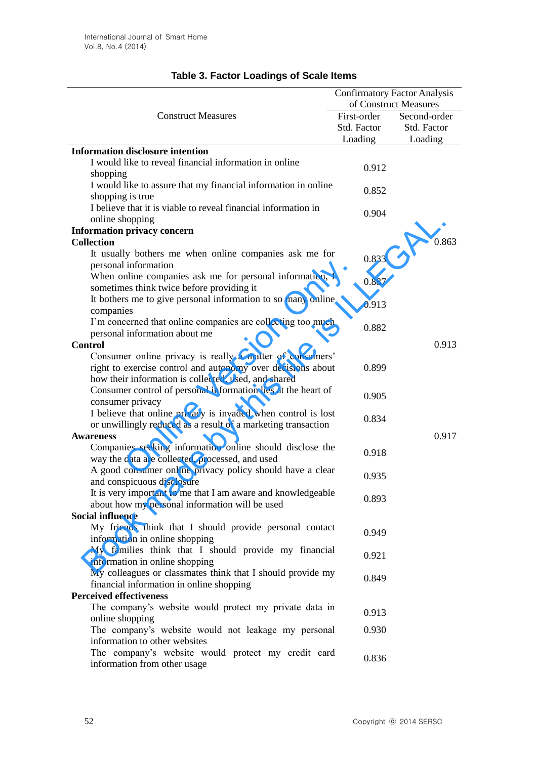**Table 3. Factor Loadings of Scale Items**

| Construct Measures | Confirmatory Factor Analysis of Construct Measures | |
|---|---|---|
| | First-order Std. Factor Loading | Second-order Std. Factor Loading |
| **Information disclosure intention** | | |
| I would like to reveal financial information in online shopping | 0.912 | |
| I would like to assure that my financial information in online shopping is true | 0.852 | |
| I believe that it is viable to reveal financial information in online shopping | 0.904 | |
| **Information privacy concern** | | |
| **Collection** | | 0.863 |
| It usually bothers me when online companies ask me for personal information | 0.833 | |
| When online companies ask me for personal information, I sometimes think twice before providing it | 0.887 | |
| It bothers me to give personal information to so many online companies | 0.913 | |
| I'm concerned that online companies are collecting too much personal information about me | 0.882 | |
| **Control** | | 0.913 |
| Consumer online privacy is really a matter of consumers' right to exercise control and autonomy over decisions about how their information is collected, used, and shared | 0.899 | |
| Consumer control of personal information lies at the heart of consumer privacy | 0.905 | |
| I believe that online privacy is invaded when control is lost or unwillingly reduced as a result of a marketing transaction | 0.834 | |
| **Awareness** | | 0.917 |
| Companies seeking information online should disclose the way the data are collected, processed, and used | 0.918 | |
| A good consumer online privacy policy should have a clear and conspicuous disclosure | 0.935 | |
| It is very important to me that I am aware and knowledgeable about how my personal information will be used | 0.893 | |
| **Social influence** | | |
| My friends think that I should provide personal contact information in online shopping | 0.949 | |
| My families think that I should provide my financial information in online shopping | 0.921 | |
| My colleagues or classmates think that I should provide my financial information in online shopping | 0.849 | |
| **Perceived effectiveness** | | |
| The company's website would protect my private data in online shopping | 0.913 | |
| The company's website would not leakage my personal information to other websites | 0.930 | |
| The company's website would protect my credit card information from other usage | 0.836 | |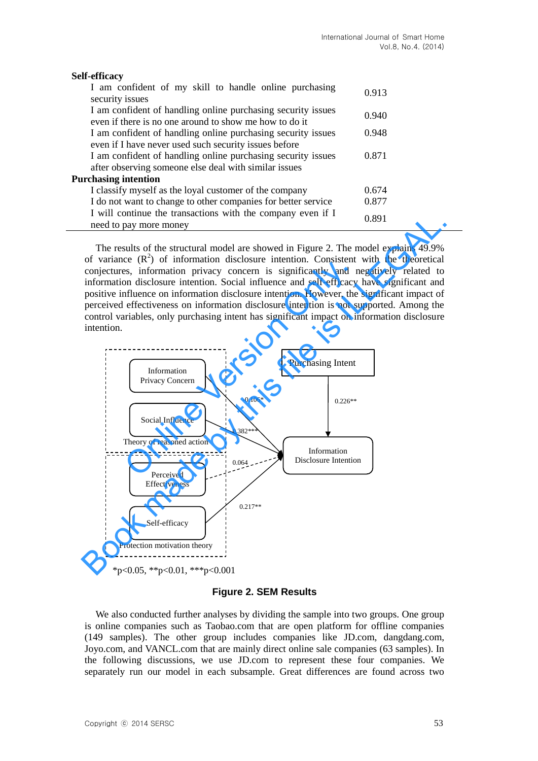| Item | Loading |
|---|---|
| **Self-efficacy** | |
| I am confident of my skill to handle online purchasing security issues | 0.913 |
| I am confident of handling online purchasing security issues even if there is no one around to show me how to do it | 0.940 |
| I am confident of handling online purchasing security issues even if I have never used such security issues before | 0.948 |
| I am confident of handling online purchasing security issues after observing someone else deal with similar issues | 0.871 |
| **Purchasing intention** | |
| I classify myself as the loyal customer of the company | 0.674 |
| I do not want to change to other companies for better service | 0.877 |
| I will continue the transactions with the company even if I need to pay more money | 0.891 |

The results of the structural model are showed in Figure 2. The model explains 49.9% of variance ($R^2$) of information disclosure intention. Consistent with the theoretical conjectures, information privacy concern is significantly and negatively related to information disclosure intention. Social influence and self-efficacy have significant and positive influence on information disclosure intention. However, the significant impact of perceived effectiveness on information disclosure intention is not supported. Among the control variables, only purchasing intent has significant impact on information disclosure intention.

*p<0.05, **p<0.01, ***p<0.001

**Figure 2. SEM Results**

We also conducted further analyses by dividing the sample into two groups. One group is online companies such as Taobao.com that are open platform for offline companies (149 samples). The other group includes companies like JD.com, dangdang.com, Joyo.com, and VANCL.com that are mainly direct online sale companies (63 samples). In the following discussions, we use JD.com to represent these four companies. We separately run our model in each subsample. Great differences are found across two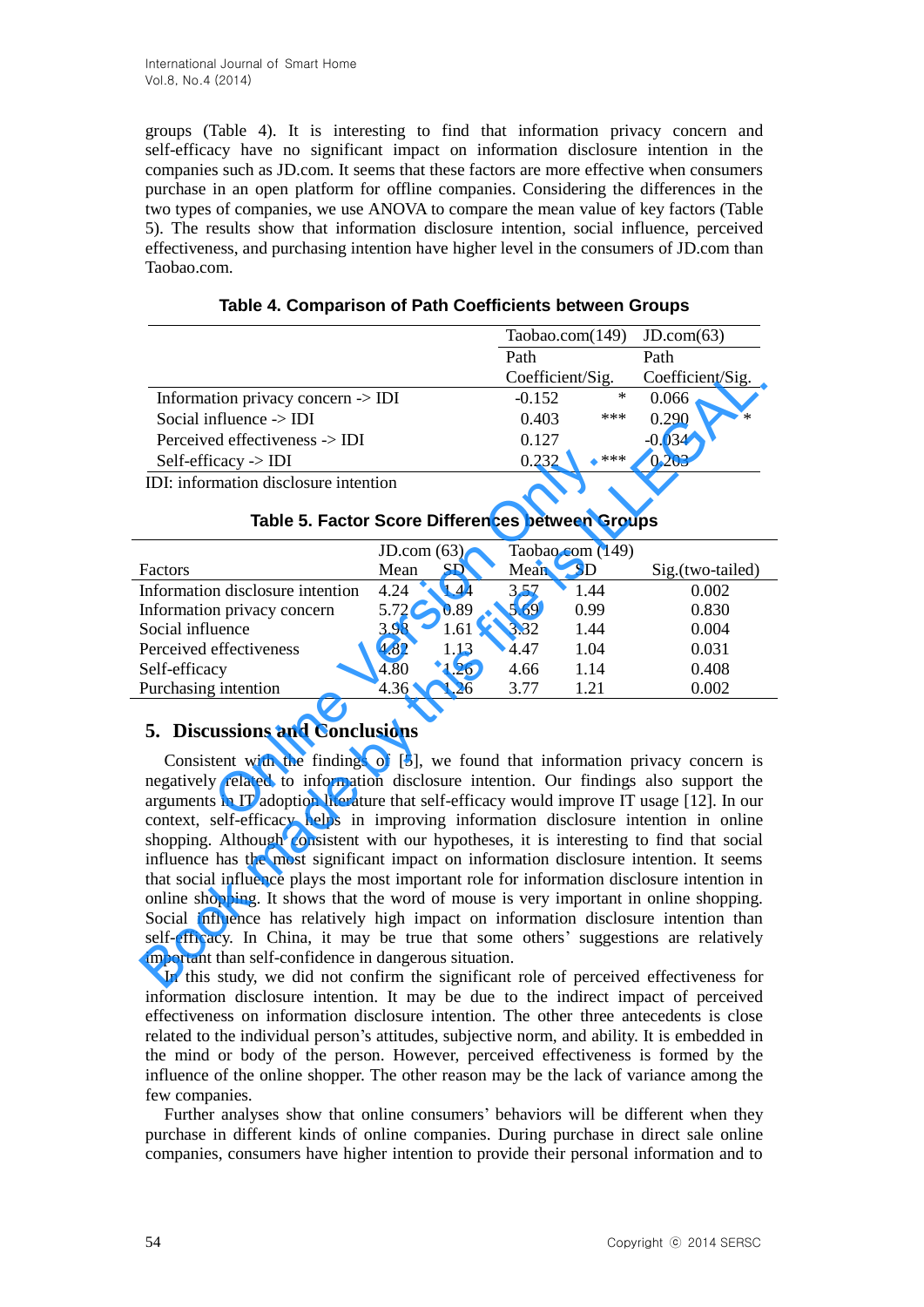groups (Table 4). It is interesting to find that information privacy concern and self-efficacy have no significant impact on information disclosure intention in the companies such as JD.com. It seems that these factors are more effective when consumers purchase in an open platform for offline companies. Considering the differences in the two types of companies, we use ANOVA to compare the mean value of key factors (Table 5). The results show that information disclosure intention, social influence, perceived effectiveness, and purchasing intention have higher level in the consumers of JD.com than Taobao.com.

**Table 4. Comparison of Path Coefficients between Groups**

| | Taobao.com(149) | | JD.com(63) | |
|---|---|---|---|---|
| | Path Coefficient/Sig. | | Path Coefficient/Sig. | |
| Information privacy concern -> IDI | -0.152 | * | 0.066 | |
| Social influence -> IDI | 0.403 | *** | 0.290 | * |
| Perceived effectiveness -> IDI | 0.127 | | -0.034 | |
| Self-efficacy -> IDI | 0.232 | *** | 0.203 | |

IDI: information disclosure intention

**Table 5. Factor Score Differences between Groups**

| | JD.com (63) | | Taobao.com (149) | | |
|---|---|---|---|---|---|
| Factors | Mean | SD | Mean | SD | Sig.(two-tailed) |
| Information disclosure intention | 4.24 | 1.44 | 3.57 | 1.44 | 0.002 |
| Information privacy concern | 5.72 | 0.89 | 5.69 | 0.99 | 0.830 |
| Social influence | 3.98 | 1.61 | 3.32 | 1.44 | 0.004 |
| Perceived effectiveness | 4.82 | 1.13 | 4.47 | 1.04 | 0.031 |
| Self-efficacy | 4.80 | 1.26 | 4.66 | 1.14 | 0.408 |
| Purchasing intention | 4.36 | 1.26 | 3.77 | 1.21 | 0.002 |

## 5. Discussions and Conclusions

Consistent with the findings of [5], we found that information privacy concern is negatively related to information disclosure intention. Our findings also support the arguments in IT adoption literature that self-efficacy would improve IT usage [12]. In our context, self-efficacy helps in improving information disclosure intention in online shopping. Although consistent with our hypotheses, it is interesting to find that social influence has the most significant impact on information disclosure intention. It seems that social influence plays the most important role for information disclosure intention in online shopping. It shows that the word of mouse is very important in online shopping. Social influence has relatively high impact on information disclosure intention than self-efficacy. In China, it may be true that some others' suggestions are relatively important than self-confidence in dangerous situation.

In this study, we did not confirm the significant role of perceived effectiveness for information disclosure intention. It may be due to the indirect impact of perceived effectiveness on information disclosure intention. The other three antecedents is close related to the individual person's attitudes, subjective norm, and ability. It is embedded in the mind or body of the person. However, perceived effectiveness is formed by the influence of the online shopper. The other reason may be the lack of variance among the few companies.

Further analyses show that online consumers' behaviors will be different when they purchase in different kinds of online companies. During purchase in direct sale online companies, consumers have higher intention to provide their personal information and to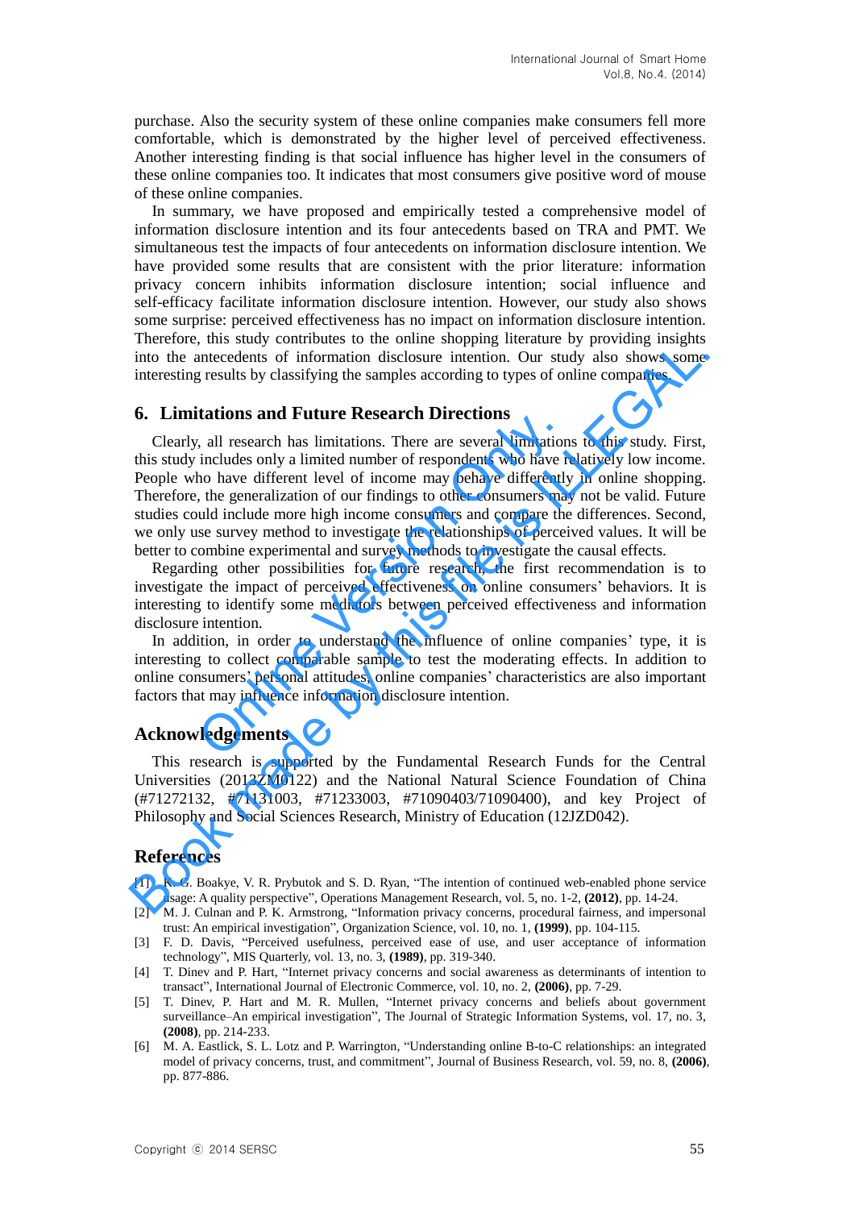purchase. Also the security system of these online companies make consumers fell more comfortable, which is demonstrated by the higher level of perceived effectiveness. Another interesting finding is that social influence has higher level in the consumers of these online companies too. It indicates that most consumers give positive word of mouse of these online companies.

In summary, we have proposed and empirically tested a comprehensive model of information disclosure intention and its four antecedents based on TRA and PMT. We simultaneous test the impacts of four antecedents on information disclosure intention. We have provided some results that are consistent with the prior literature: information privacy concern inhibits information disclosure intention; social influence and self-efficacy facilitate information disclosure intention. However, our study also shows some surprise: perceived effectiveness has no impact on information disclosure intention. Therefore, this study contributes to the online shopping literature by providing insights into the antecedents of information disclosure intention. Our study also shows some interesting results by classifying the samples according to types of online companies.

## 6. Limitations and Future Research Directions

Clearly, all research has limitations. There are several limitations to this study. First, this study includes only a limited number of respondents who have relatively low income. People who have different level of income may behave differently in online shopping. Therefore, the generalization of our findings to other consumers may not be valid. Future studies could include more high income consumers and compare the differences. Second, we only use survey method to investigate the relationships of perceived values. It will be better to combine experimental and survey methods to investigate the causal effects.

Regarding other possibilities for future research, the first recommendation is to investigate the impact of perceived effectiveness on online consumers' behaviors. It is interesting to identify some mediators between perceived effectiveness and information disclosure intention.

In addition, in order to understand the influence of online companies' type, it is interesting to collect comparable sample to test the moderating effects. In addition to online consumers' personal attitudes, online companies' characteristics are also important factors that may influence information disclosure intention.

## Acknowledgements

This research is supported by the Fundamental Research Funds for the Central Universities (2012ZM0122) and the National Natural Science Foundation of China (#71272132, #71131003, #71233003, #71090403/71090400), and key Project of Philosophy and Social Sciences Research, Ministry of Education (12JZD042).

## References

[1] K. G. Boakye, V. R. Prybutok and S. D. Ryan, "The intention of continued web-enabled phone service usage: A quality perspective", Operations Management Research, vol. 5, no. 1-2, **(2012)**, pp. 14-24.

[2] M. J. Culnan and P. K. Armstrong, "Information privacy concerns, procedural fairness, and impersonal trust: An empirical investigation", Organization Science, vol. 10, no. 1, **(1999)**, pp. 104-115.

[3] F. D. Davis, "Perceived usefulness, perceived ease of use, and user acceptance of information technology", MIS Quarterly, vol. 13, no. 3, **(1989)**, pp. 319-340.

[4] T. Dinev and P. Hart, "Internet privacy concerns and social awareness as determinants of intention to transact", International Journal of Electronic Commerce, vol. 10, no. 2, **(2006)**, pp. 7-29.

[5] T. Dinev, P. Hart and M. R. Mullen, "Internet privacy concerns and beliefs about government surveillance–An empirical investigation", The Journal of Strategic Information Systems, vol. 17, no. 3, **(2008)**, pp. 214-233.

[6] M. A. Eastlick, S. L. Lotz and P. Warrington, "Understanding online B-to-C relationships: an integrated model of privacy concerns, trust, and commitment", Journal of Business Research, vol. 59, no. 8, **(2006)**, pp. 877-886.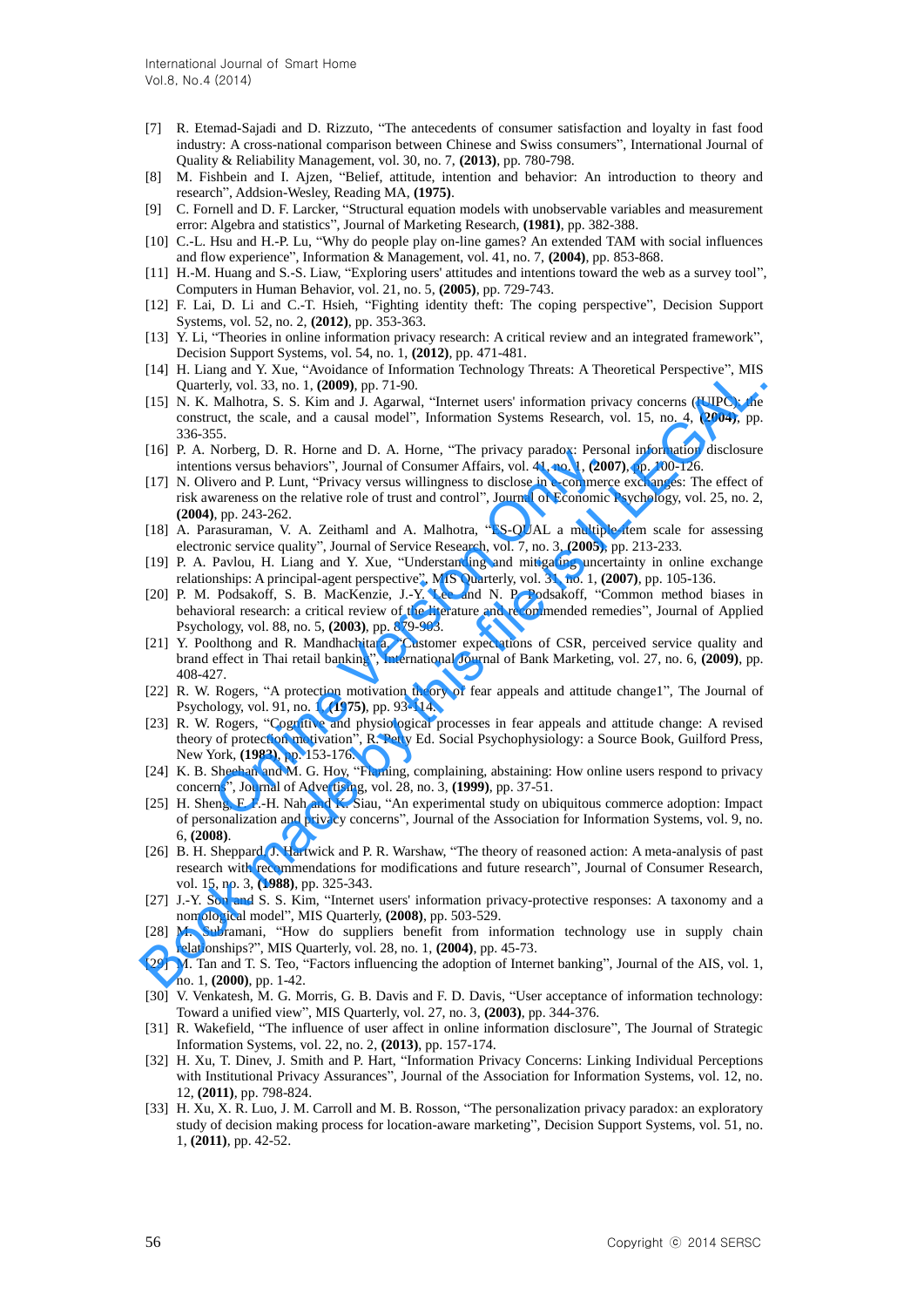[7] R. Etemad-Sajadi and D. Rizzuto, "The antecedents of consumer satisfaction and loyalty in fast food industry: A cross-national comparison between Chinese and Swiss consumers", International Journal of Quality & Reliability Management, vol. 30, no. 7, **(2013)**, pp. 780-798.

[8] M. Fishbein and I. Ajzen, "Belief, attitude, intention and behavior: An introduction to theory and research", Addsion-Wesley, Reading MA, **(1975)**.

[9] C. Fornell and D. F. Larcker, "Structural equation models with unobservable variables and measurement error: Algebra and statistics", Journal of Marketing Research, **(1981)**, pp. 382-388.

[10] C.-L. Hsu and H.-P. Lu, "Why do people play on-line games? An extended TAM with social influences and flow experience", Information & Management, vol. 41, no. 7, **(2004)**, pp. 853-868.

[11] H.-M. Huang and S.-S. Liaw, "Exploring users' attitudes and intentions toward the web as a survey tool", Computers in Human Behavior, vol. 21, no. 5, **(2005)**, pp. 729-743.

[12] F. Lai, D. Li and C.-T. Hsieh, "Fighting identity theft: The coping perspective", Decision Support Systems, vol. 52, no. 2, **(2012)**, pp. 353-363.

[13] Y. Li, "Theories in online information privacy research: A critical review and an integrated framework", Decision Support Systems, vol. 54, no. 1, **(2012)**, pp. 471-481.

[14] H. Liang and Y. Xue, "Avoidance of Information Technology Threats: A Theoretical Perspective", MIS Quarterly, vol. 33, no. 1, **(2009)**, pp. 71-90.

[15] N. K. Malhotra, S. S. Kim and J. Agarwal, "Internet users' information privacy concerns (IUIPC): the construct, the scale, and a causal model", Information Systems Research, vol. 15, no. 4, **(2004)**, pp. 336-355.

[16] P. A. Norberg, D. R. Horne and D. A. Horne, "The privacy paradox: Personal information disclosure intentions versus behaviors", Journal of Consumer Affairs, vol. 41, no. 1, **(2007)**, pp. 100-126.

[17] N. Olivero and P. Lunt, "Privacy versus willingness to disclose in e-commerce exchanges: The effect of risk awareness on the relative role of trust and control", Journal of Economic Psychology, vol. 25, no. 2, **(2004)**, pp. 243-262.

[18] A. Parasuraman, V. A. Zeithaml and A. Malhotra, "ES-QUAL a multiple-item scale for assessing electronic service quality", Journal of Service Research, vol. 7, no. 3, **(2005)**, pp. 213-233.

[19] P. A. Pavlou, H. Liang and Y. Xue, "Understanding and mitigating uncertainty in online exchange relationships: A principal-agent perspective", MIS Quarterly, vol. 31, no. 1, **(2007)**, pp. 105-136.

[20] P. M. Podsakoff, S. B. MacKenzie, J.-Y. Lee and N. P. Podsakoff, "Common method biases in behavioral research: a critical review of the literature and recommended remedies", Journal of Applied Psychology, vol. 88, no. 5, **(2003)**, pp. 879-903.

[21] Y. Poolthong and R. Mandhachitara, "Customer expectations of CSR, perceived service quality and brand effect in Thai retail banking", International Journal of Bank Marketing, vol. 27, no. 6, **(2009)**, pp. 408-427.

[22] R. W. Rogers, "A protection motivation theory of fear appeals and attitude change1", The Journal of Psychology, vol. 91, no. 1, **(1975)**, pp. 93-114.

[23] R. W. Rogers, "Cognitive and physiological processes in fear appeals and attitude change: A revised theory of protection motivation", R. Petty Ed. Social Psychophysiology: a Source Book, Guilford Press, New York, **(1983)**, pp. 153-176.

[24] K. B. Sheehan and M. G. Hoy, "Flaming, complaining, abstaining: How online users respond to privacy concerns", Journal of Advertising, vol. 28, no. 3, **(1999)**, pp. 37-51.

[25] H. Sheng, F. F.-H. Nah and K. Siau, "An experimental study on ubiquitous commerce adoption: Impact of personalization and privacy concerns", Journal of the Association for Information Systems, vol. 9, no. 6, **(2008)**.

[26] B. H. Sheppard, J. Hartwick and P. R. Warshaw, "The theory of reasoned action: A meta-analysis of past research with recommendations for modifications and future research", Journal of Consumer Research, vol. 15, no. 3, **(1988)**, pp. 325-343.

[27] J.-Y. Son and S. S. Kim, "Internet users' information privacy-protective responses: A taxonomy and a nomological model", MIS Quarterly, **(2008)**, pp. 503-529.

[28] M. Subramani, "How do suppliers benefit from information technology use in supply chain relationships?", MIS Quarterly, vol. 28, no. 1, **(2004)**, pp. 45-73.

[29] M. Tan and T. S. Teo, "Factors influencing the adoption of Internet banking", Journal of the AIS, vol. 1, no. 1, **(2000)**, pp. 1-42.

[30] V. Venkatesh, M. G. Morris, G. B. Davis and F. D. Davis, "User acceptance of information technology: Toward a unified view", MIS Quarterly, vol. 27, no. 3, **(2003)**, pp. 344-376.

[31] R. Wakefield, "The influence of user affect in online information disclosure", The Journal of Strategic Information Systems, vol. 22, no. 2, **(2013)**, pp. 157-174.

[32] H. Xu, T. Dinev, J. Smith and P. Hart, "Information Privacy Concerns: Linking Individual Perceptions with Institutional Privacy Assurances", Journal of the Association for Information Systems, vol. 12, no. 12, **(2011)**, pp. 798-824.

[33] H. Xu, X. R. Luo, J. M. Carroll and M. B. Rosson, "The personalization privacy paradox: an exploratory study of decision making process for location-aware marketing", Decision Support Systems, vol. 51, no. 1, **(2011)**, pp. 42-52.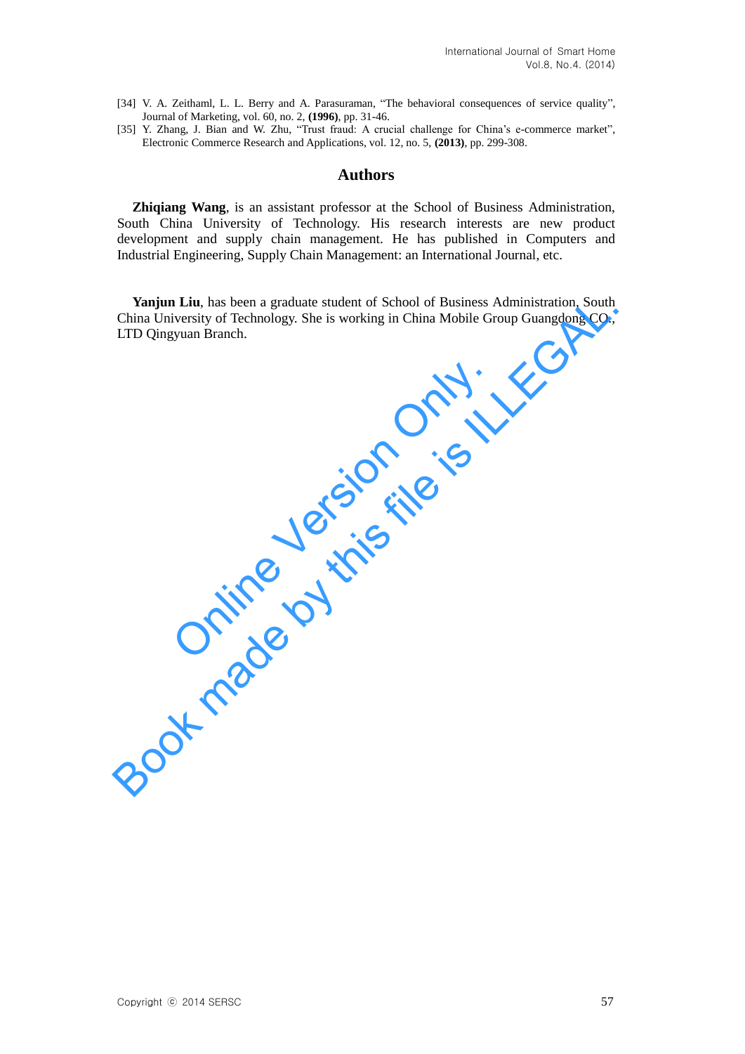[34] V. A. Zeithaml, L. L. Berry and A. Parasuraman, "The behavioral consequences of service quality", Journal of Marketing, vol. 60, no. 2, **(1996)**, pp. 31-46.

[35] Y. Zhang, J. Bian and W. Zhu, "Trust fraud: A crucial challenge for China's e-commerce market", Electronic Commerce Research and Applications, vol. 12, no. 5, **(2013)**, pp. 299-308.

## Authors

**Zhiqiang Wang**, is an assistant professor at the School of Business Administration, South China University of Technology. His research interests are new product development and supply chain management. He has published in Computers and Industrial Engineering, Supply Chain Management: an International Journal, etc.

**Yanjun Liu**, has been a graduate student of School of Business Administration, South China University of Technology. She is working in China Mobile Group Guangdong CO., LTD Qingyuan Branch.